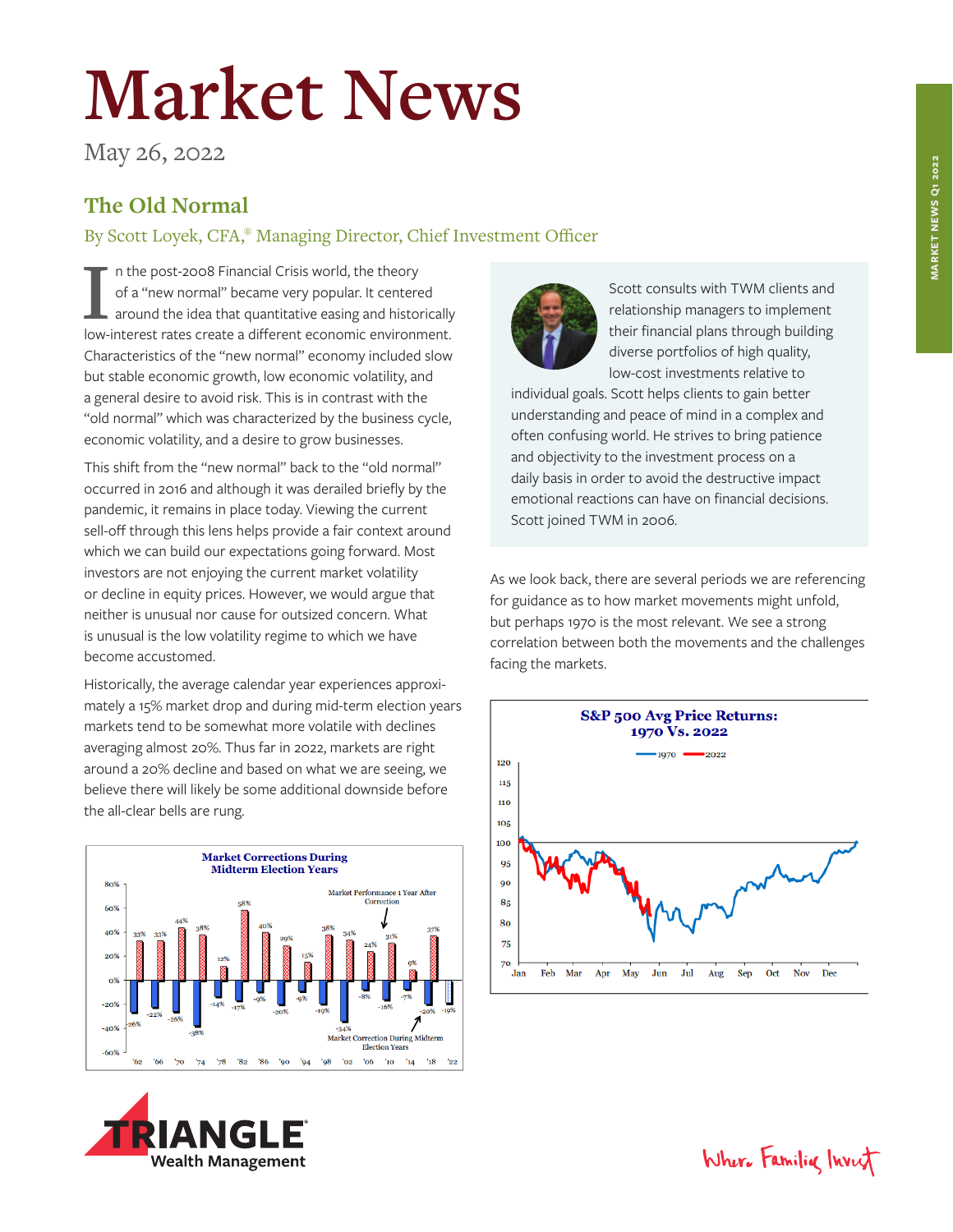# Market News

May 26, 2022

## The Old Normal

By Scott Loyek, CFA,® Managing Director, Chief Investment Officer

In the post-2008 Financial Crisis world, the theory of a "new normal" became very popular. It centered around the idea that quantitative easing and historically low-interest rates create a different economic environment. Characteristics of the "new normal" economy included slow but stable economic growth, low economic volatility, and a general desire to avoid risk. This is in contrast with the "old normal" which was characterized by the business cycle, economic volatility, and a desire to grow businesses.

This shift from the "new normal" back to the "old normal" occurred in 2016 and although it was derailed briefly by the pandemic, it remains in place today. Viewing the current sell-off through this lens helps provide a fair context around which we can build our expectations going forward. Most investors are not enjoying the current market volatility or decline in equity prices. However, we would argue that neither is unusual nor cause for outsized concern. What is unusual is the low volatility regime to which we have become accustomed.

Historically, the average calendar year experiences approximately a 15% market drop and during mid-term election years markets tend to be somewhat more volatile with declines averaging almost 20%. Thus far in 2022, markets are right around a 20% decline and based on what we are seeing, we believe there will likely be some additional downside before the all-clear bells are rung.

**Market Corrections During Midterm Election Years**

| Year | Market Correction During Midterm Election Years | Market Performance 1 Year After Correction |
|---|---|---|
| '62 | -26% | 33% |
| '66 | -22% | 33% |
| '70 | -26% | 44% |
| '74 | -38% | 38% |
| '78 | -14% | 12% |
| '82 | -17% | 58% |
| '86 | -9% | 40% |
| '90 | -20% | 29% |
| '94 | -9% | 15% |
| '98 | -19% | 38% |
| '02 | -34% | 34% |
| '06 | -8% | 24% |
| '10 | -16% | 31% |
| '14 | -7% | 9% |
| '18 | -20% | 37% |
| '22 | -19% | |

Scott consults with TWM clients and relationship managers to implement their financial plans through building diverse portfolios of high quality, low-cost investments relative to individual goals. Scott helps clients to gain better understanding and peace of mind in a complex and often confusing world. He strives to bring patience and objectivity to the investment process on a daily basis in order to avoid the destructive impact emotional reactions can have on financial decisions. Scott joined TWM in 2006.

As we look back, there are several periods we are referencing for guidance as to how market movements might unfold, but perhaps 1970 is the most relevant. We see a strong correlation between both the movements and the challenges facing the markets.

**S&P 500 Avg Price Returns: 1970 Vs. 2022**

(Line chart: 1970 vs. 2022; y-axis 70–120; x-axis Jan–Dec)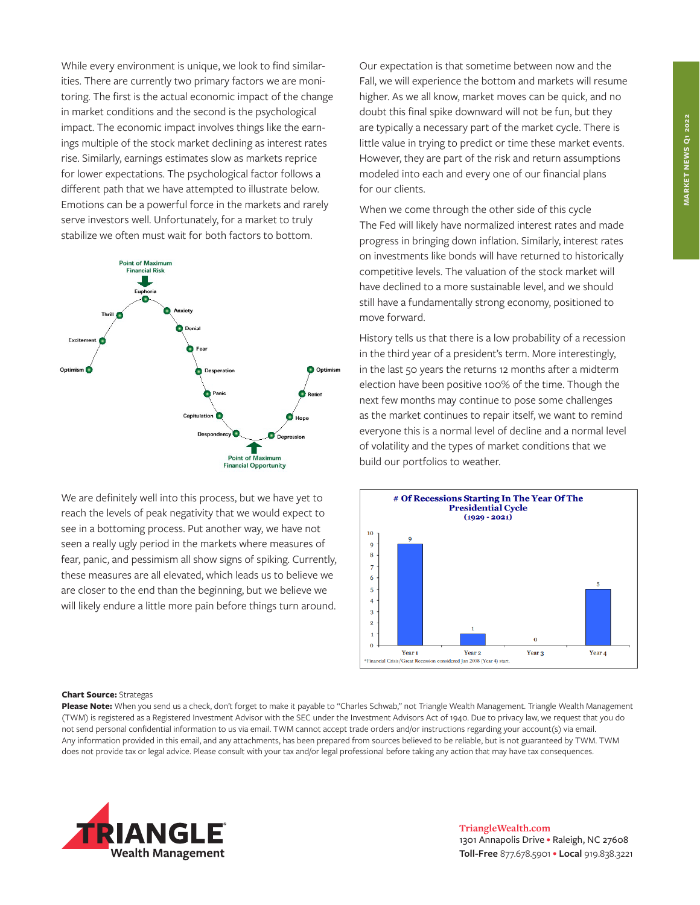While every environment is unique, we look to find similarities. There are currently two primary factors we are monitoring. The first is the actual economic impact of the change in market conditions and the second is the psychological impact. The economic impact involves things like the earnings multiple of the stock market declining as interest rates rise. Similarly, earnings estimates slow as markets reprice for lower expectations. The psychological factor follows a different path that we have attempted to illustrate below. Emotions can be a powerful force in the markets and rarely serve investors well. Unfortunately, for a market to truly stabilize we often must wait for both factors to bottom.

Point of Maximum Financial Risk

Euphoria

Thrill

Anxiety

Denial

Excitement

Fear

Optimism

Desperation

Optimism

Panic

Relief

Capitulation

Hope

Despondency

Depression

Point of Maximum Financial Opportunity

We are definitely well into this process, but we have yet to reach the levels of peak negativity that we would expect to see in a bottoming process. Put another way, we have not seen a really ugly period in the markets where measures of fear, panic, and pessimism all show signs of spiking. Currently, these measures are all elevated, which leads us to believe we are closer to the end than the beginning, but we believe we will likely endure a little more pain before things turn around.

Our expectation is that sometime between now and the Fall, we will experience the bottom and markets will resume higher. As we all know, market moves can be quick, and no doubt this final spike downward will not be fun, but they are typically a necessary part of the market cycle. There is little value in trying to predict or time these market events. However, they are part of the risk and return assumptions modeled into each and every one of our financial plans for our clients.

When we come through the other side of this cycle The Fed will likely have normalized interest rates and made progress in bringing down inflation. Similarly, interest rates on investments like bonds will have returned to historically competitive levels. The valuation of the stock market will have declined to a more sustainable level, and we should still have a fundamentally strong economy, positioned to move forward.

History tells us that there is a low probability of a recession in the third year of a president's term. More interestingly, in the last 50 years the returns 12 months after a midterm election have been positive 100% of the time. Though the next few months may continue to pose some challenges as the market continues to repair itself, we want to remind everyone this is a normal level of decline and a normal level of volatility and the types of market conditions that we build our portfolios to weather.

# Of Recessions Starting In The Year Of The Presidential Cycle
(1929 - 2021)

10
9
8
7
6
5
4
3
2
1
0

9
1
0
5

Year 1
Year 2
Year 3
Year 4

*Financial Crisis/Great Recession considered Jan 2008 (Year 4) start.

**Chart Source:** Strategas

**Please Note:** When you send us a check, don't forget to make it payable to "Charles Schwab," not Triangle Wealth Management. Triangle Wealth Management (TWM) is registered as a Registered Investment Advisor with the SEC under the Investment Advisors Act of 1940. Due to privacy law, we request that you do not send personal confidential information to us via email. TWM cannot accept trade orders and/or instructions regarding your account(s) via email. Any information provided in this email, and any attachments, has been prepared from sources believed to be reliable, but is not guaranteed by TWM. TWM does not provide tax or legal advice. Please consult with your tax and/or legal professional before taking any action that may have tax consequences.

TRIANGLE Wealth Management

TriangleWealth.com
1301 Annapolis Drive • Raleigh, NC 27608
**Toll-Free** 877.678.5901 • **Local** 919.838.3221